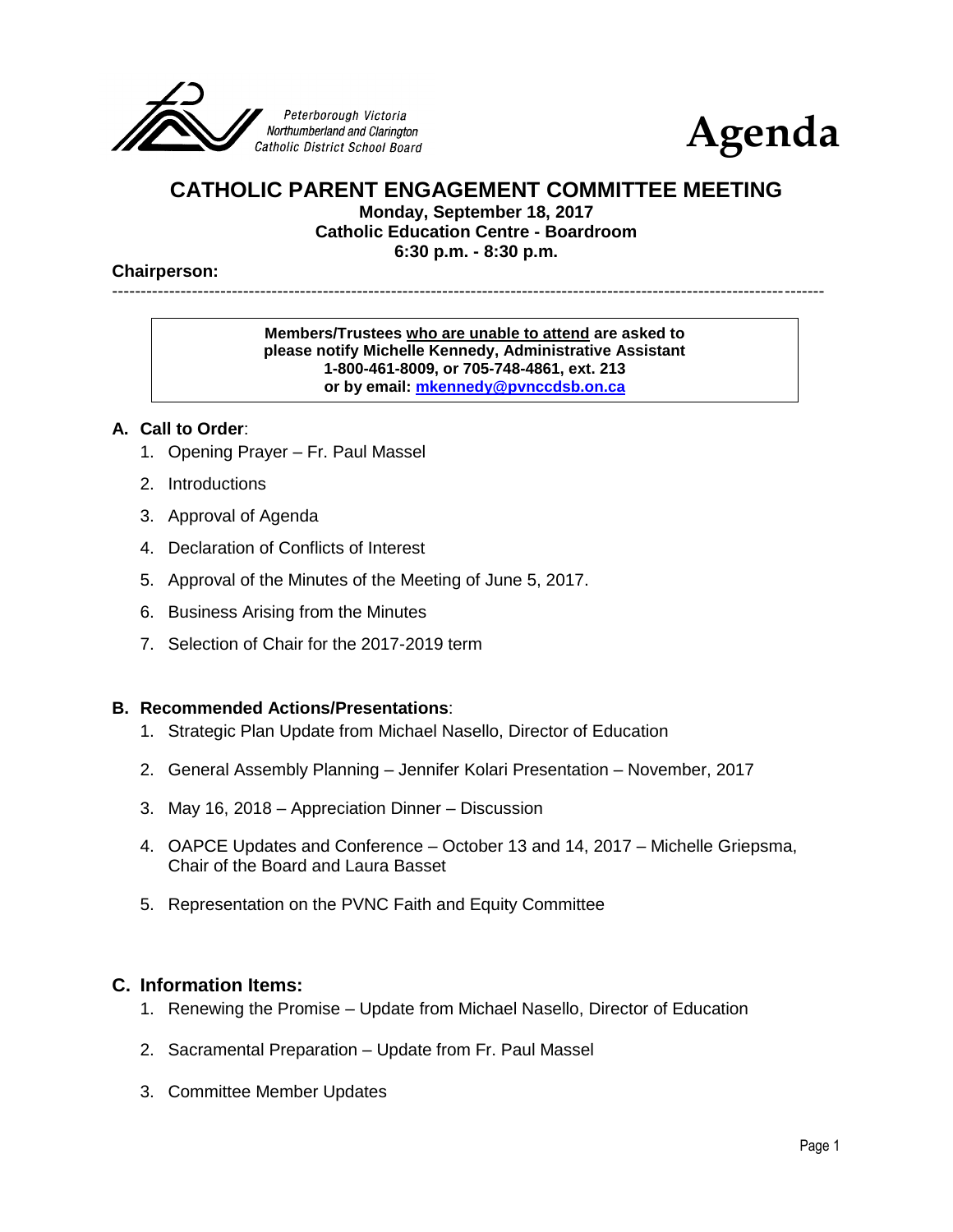Peterborough Victoria Northumberland and Clarington Catholic District School Board

# Agenda

## CATHOLIC PARENT ENGAGEMENT COMMITTEE MEETING

**Monday, September 18, 2017**
**Catholic Education Centre - Boardroom**
**6:30 p.m. - 8:30 p.m.**

**Chairperson:**

---

**Members/Trustees who are unable to attend are asked to please notify Michelle Kennedy, Administrative Assistant 1-800-461-8009, or 705-748-4861, ext. 213 or by email: mkennedy@pvnccdsb.on.ca**

### A. Call to Order:

1. Opening Prayer – Fr. Paul Massel
2. Introductions
3. Approval of Agenda
4. Declaration of Conflicts of Interest
5. Approval of the Minutes of the Meeting of June 5, 2017.
6. Business Arising from the Minutes
7. Selection of Chair for the 2017-2019 term

### B. Recommended Actions/Presentations:

1. Strategic Plan Update from Michael Nasello, Director of Education
2. General Assembly Planning – Jennifer Kolari Presentation – November, 2017
3. May 16, 2018 – Appreciation Dinner – Discussion
4. OAPCE Updates and Conference – October 13 and 14, 2017 – Michelle Griepsma, Chair of the Board and Laura Basset
5. Representation on the PVNC Faith and Equity Committee

### C. Information Items:

1. Renewing the Promise – Update from Michael Nasello, Director of Education
2. Sacramental Preparation – Update from Fr. Paul Massel
3. Committee Member Updates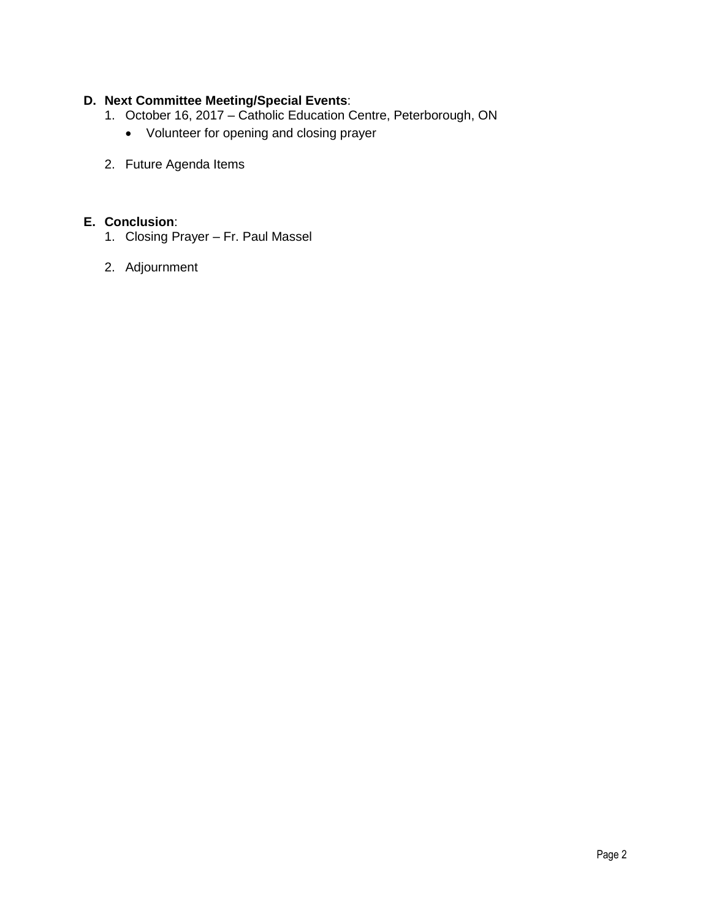**D. Next Committee Meeting/Special Events**:

1. October 16, 2017 – Catholic Education Centre, Peterborough, ON
   - Volunteer for opening and closing prayer
2. Future Agenda Items

**E. Conclusion**:

1. Closing Prayer – Fr. Paul Massel
2. Adjournment